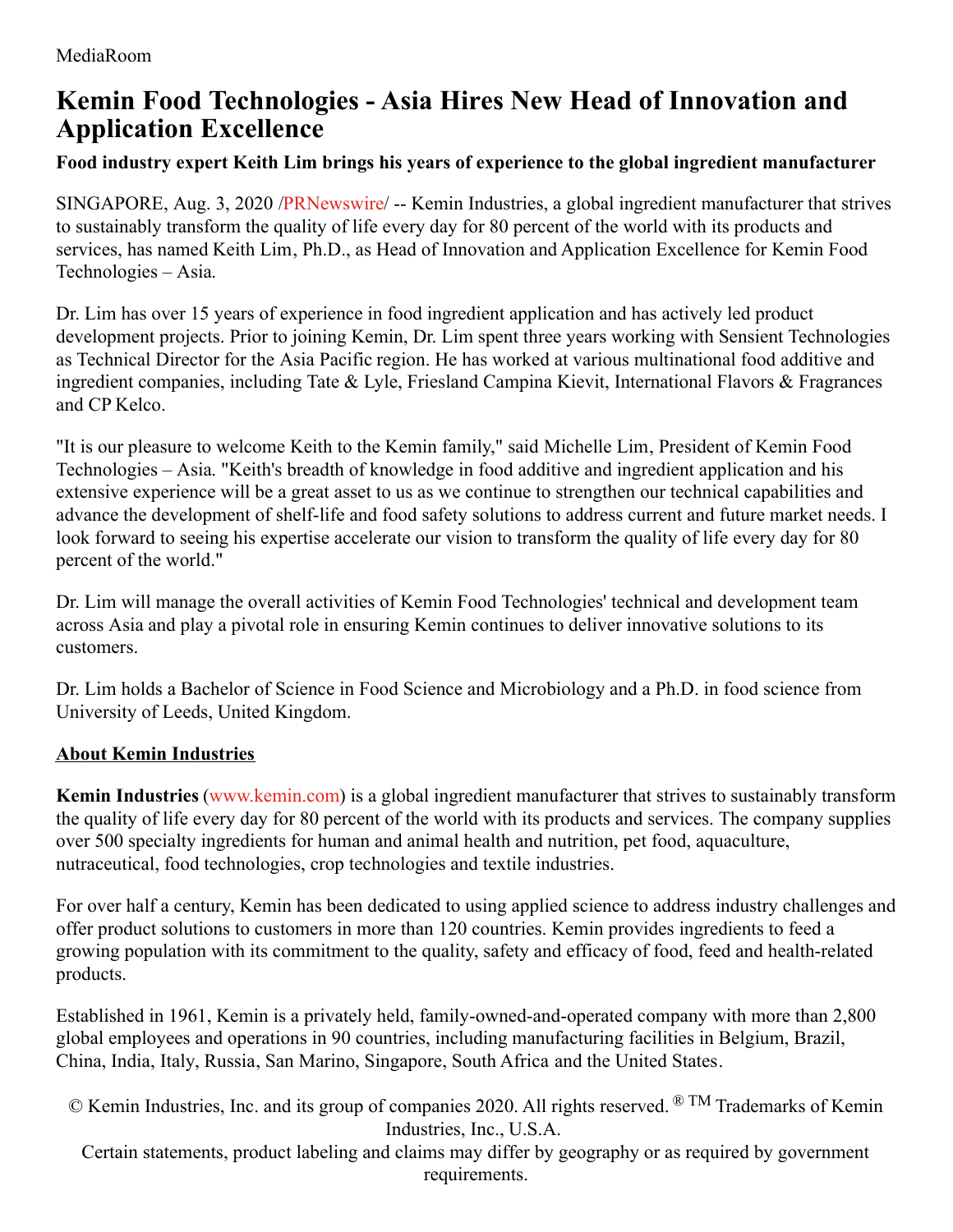MediaRoom

# Kemin Food Technologies - Asia Hires New Head of Innovation and Application Excellence

**Food industry expert Keith Lim brings his years of experience to the global ingredient manufacturer**

SINGAPORE, Aug. 3, 2020 /PRNewswire/ -- Kemin Industries, a global ingredient manufacturer that strives to sustainably transform the quality of life every day for 80 percent of the world with its products and services, has named Keith Lim, Ph.D., as Head of Innovation and Application Excellence for Kemin Food Technologies – Asia.

Dr. Lim has over 15 years of experience in food ingredient application and has actively led product development projects. Prior to joining Kemin, Dr. Lim spent three years working with Sensient Technologies as Technical Director for the Asia Pacific region. He has worked at various multinational food additive and ingredient companies, including Tate & Lyle, Friesland Campina Kievit, International Flavors & Fragrances and CP Kelco.

"It is our pleasure to welcome Keith to the Kemin family," said Michelle Lim, President of Kemin Food Technologies – Asia. "Keith's breadth of knowledge in food additive and ingredient application and his extensive experience will be a great asset to us as we continue to strengthen our technical capabilities and advance the development of shelf-life and food safety solutions to address current and future market needs. I look forward to seeing his expertise accelerate our vision to transform the quality of life every day for 80 percent of the world."

Dr. Lim will manage the overall activities of Kemin Food Technologies' technical and development team across Asia and play a pivotal role in ensuring Kemin continues to deliver innovative solutions to its customers.

Dr. Lim holds a Bachelor of Science in Food Science and Microbiology and a Ph.D. in food science from University of Leeds, United Kingdom.

## About Kemin Industries

**Kemin Industries** (www.kemin.com) is a global ingredient manufacturer that strives to sustainably transform the quality of life every day for 80 percent of the world with its products and services. The company supplies over 500 specialty ingredients for human and animal health and nutrition, pet food, aquaculture, nutraceutical, food technologies, crop technologies and textile industries.

For over half a century, Kemin has been dedicated to using applied science to address industry challenges and offer product solutions to customers in more than 120 countries. Kemin provides ingredients to feed a growing population with its commitment to the quality, safety and efficacy of food, feed and health-related products.

Established in 1961, Kemin is a privately held, family-owned-and-operated company with more than 2,800 global employees and operations in 90 countries, including manufacturing facilities in Belgium, Brazil, China, India, Italy, Russia, San Marino, Singapore, South Africa and the United States.

© Kemin Industries, Inc. and its group of companies 2020. All rights reserved. ® TM Trademarks of Kemin Industries, Inc., U.S.A.

Certain statements, product labeling and claims may differ by geography or as required by government requirements.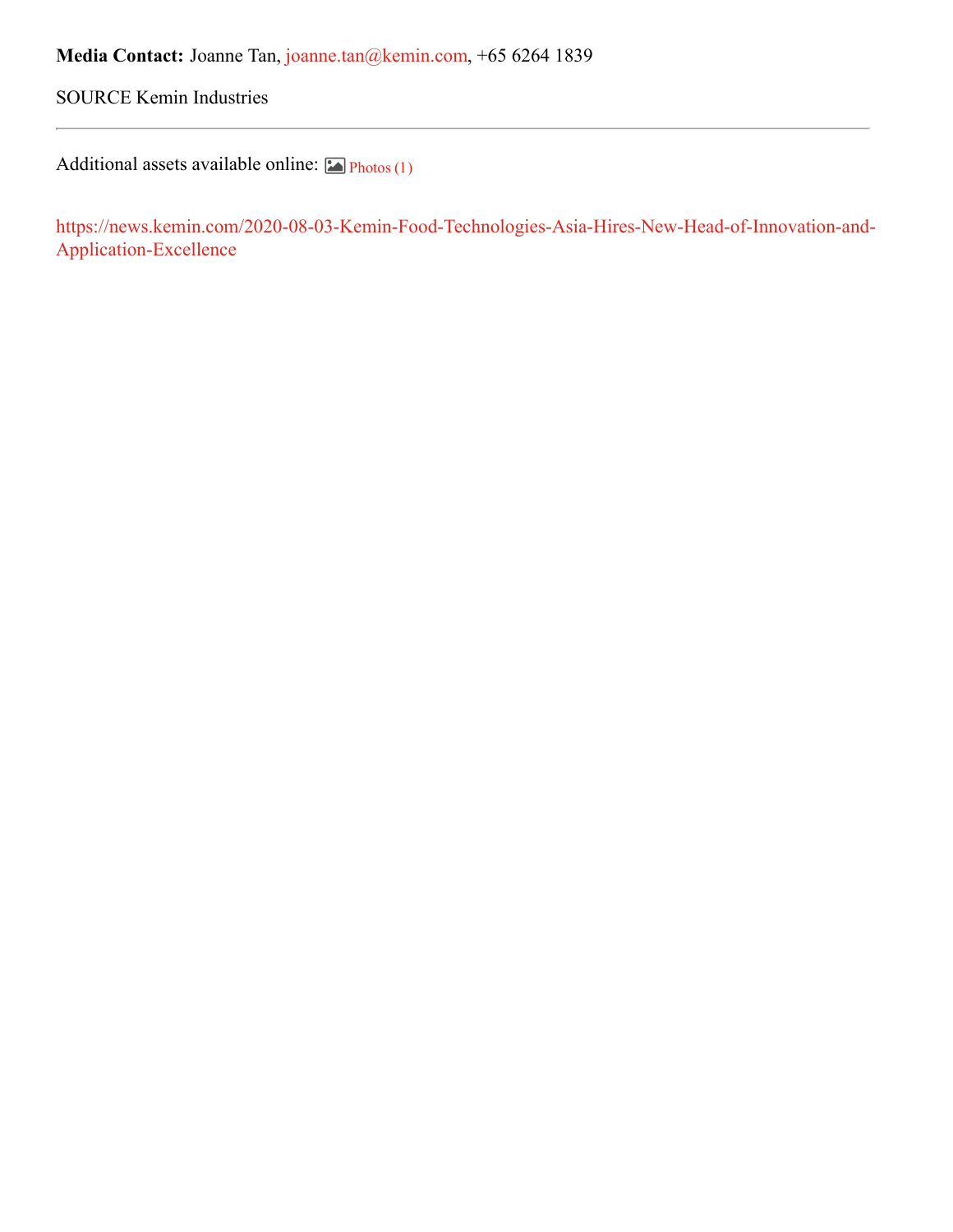**Media Contact:** Joanne Tan, joanne.tan@kemin.com, +65 6264 1839

SOURCE Kemin Industries

---

Additional assets available online: Photos (1)

https://news.kemin.com/2020-08-03-Kemin-Food-Technologies-Asia-Hires-New-Head-of-Innovation-and-Application-Excellence